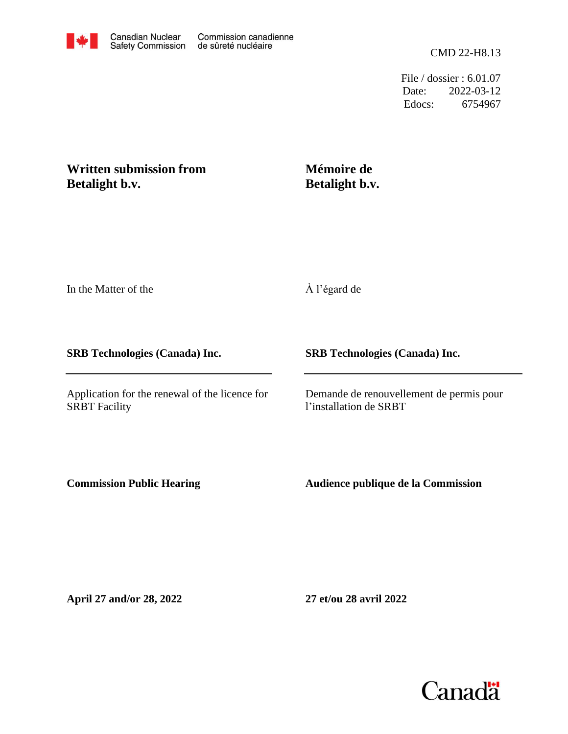Canadian Nuclear Safety Commission / Commission canadienne de sûreté nucléaire

CMD 22-H8.13

File / dossier : 6.01.07
Date: 2022-03-12
Edocs: 6754967

**Written submission from Betalight b.v.**

**Mémoire de Betalight b.v.**

In the Matter of the

À l'égard de

**SRB Technologies (Canada) Inc.**

**SRB Technologies (Canada) Inc.**

Application for the renewal of the licence for SRBT Facility

Demande de renouvellement de permis pour l'installation de SRBT

**Commission Public Hearing**

**Audience publique de la Commission**

**April 27 and/or 28, 2022**

**27 et/ou 28 avril 2022**

Canada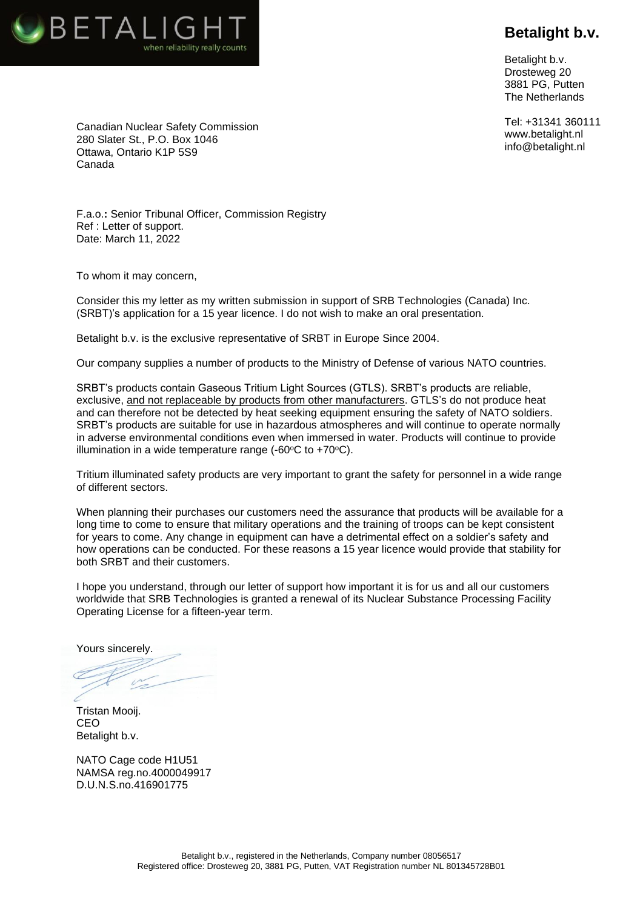# Betalight b.v.

Betalight b.v.
Drosteweg 20
3881 PG, Putten
The Netherlands

Tel: +31341 360111
www.betalight.nl
info@betalight.nl

Canadian Nuclear Safety Commission
280 Slater St., P.O. Box 1046
Ottawa, Ontario K1P 5S9
Canada

F.a.o.**:** Senior Tribunal Officer, Commission Registry
Ref : Letter of support.
Date: March 11, 2022

To whom it may concern,

Consider this my letter as my written submission in support of SRB Technologies (Canada) Inc. (SRBT)'s application for a 15 year licence. I do not wish to make an oral presentation.

Betalight b.v. is the exclusive representative of SRBT in Europe Since 2004.

Our company supplies a number of products to the Ministry of Defense of various NATO countries.

SRBT's products contain Gaseous Tritium Light Sources (GTLS). SRBT's products are reliable, exclusive, and not replaceable by products from other manufacturers. GTLS's do not produce heat and can therefore not be detected by heat seeking equipment ensuring the safety of NATO soldiers. SRBT's products are suitable for use in hazardous atmospheres and will continue to operate normally in adverse environmental conditions even when immersed in water. Products will continue to provide illumination in a wide temperature range (-60°C to +70°C).

Tritium illuminated safety products are very important to grant the safety for personnel in a wide range of different sectors.

When planning their purchases our customers need the assurance that products will be available for a long time to come to ensure that military operations and the training of troops can be kept consistent for years to come. Any change in equipment can have a detrimental effect on a soldier's safety and how operations can be conducted. For these reasons a 15 year licence would provide that stability for both SRBT and their customers.

I hope you understand, through our letter of support how important it is for us and all our customers worldwide that SRB Technologies is granted a renewal of its Nuclear Substance Processing Facility Operating License for a fifteen-year term.

Yours sincerely.

Tristan Mooij.
CEO
Betalight b.v.

NATO Cage code H1U51
NAMSA reg.no.4000049917
D.U.N.S.no.416901775

Betalight b.v., registered in the Netherlands, Company number 08056517
Registered office: Drosteweg 20, 3881 PG, Putten, VAT Registration number NL 801345728B01